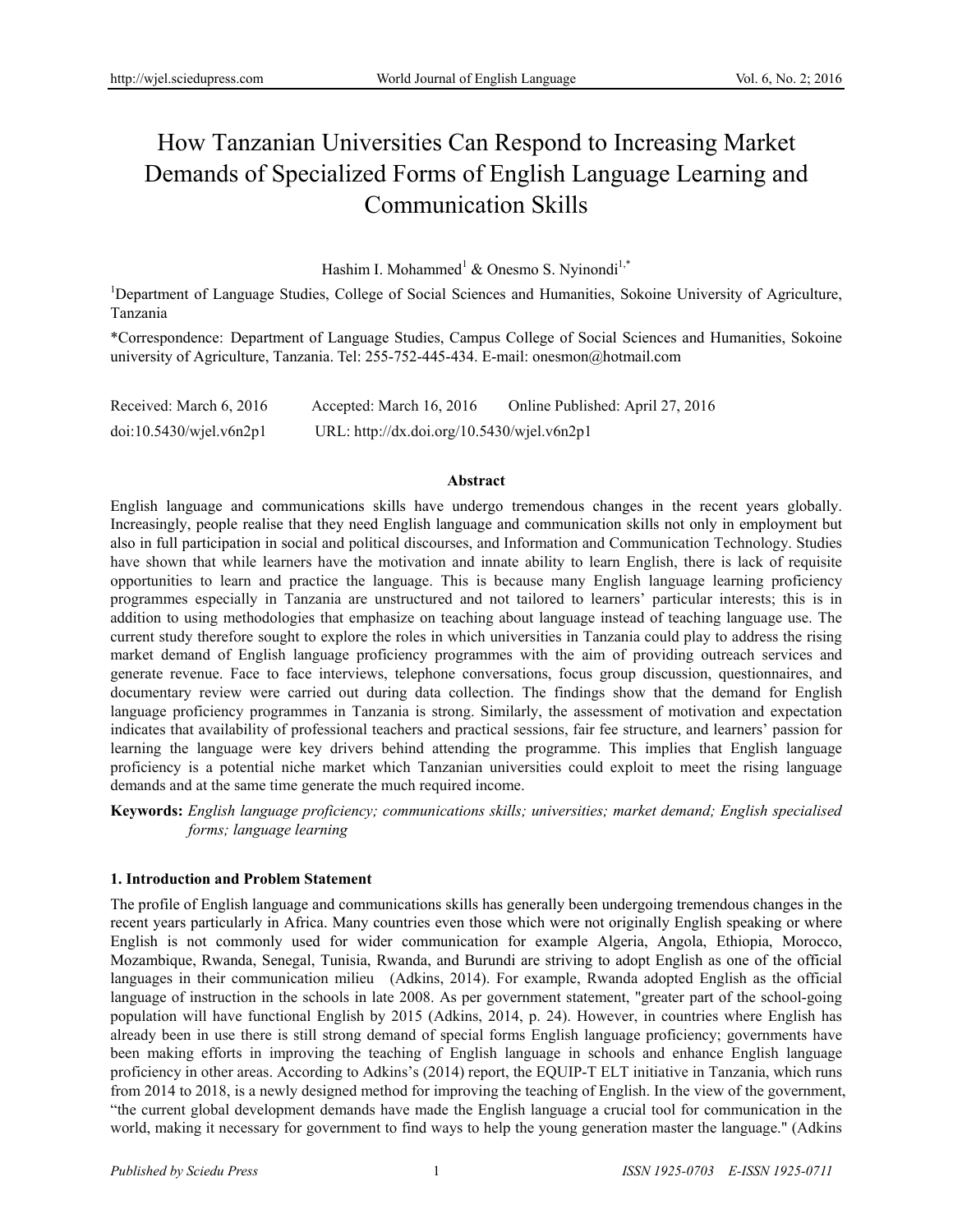# How Tanzanian Universities Can Respond to Increasing Market Demands of Specialized Forms of English Language Learning and Communication Skills

Hashim I. Mohammed[1] & Onesmo S. Nyinondi[1,*]

[1]Department of Language Studies, College of Social Sciences and Humanities, Sokoine University of Agriculture, Tanzania

*Correspondence: Department of Language Studies, Campus College of Social Sciences and Humanities, Sokoine university of Agriculture, Tanzania. Tel: 255-752-445-434. E-mail: onesmon@hotmail.com

Received: March 6, 2016 Accepted: March 16, 2016 Online Published: April 27, 2016

doi:10.5430/wjel.v6n2p1 URL: http://dx.doi.org/10.5430/wjel.v6n2p1

## Abstract

English language and communications skills have undergo tremendous changes in the recent years globally. Increasingly, people realise that they need English language and communication skills not only in employment but also in full participation in social and political discourses, and Information and Communication Technology. Studies have shown that while learners have the motivation and innate ability to learn English, there is lack of requisite opportunities to learn and practice the language. This is because many English language learning proficiency programmes especially in Tanzania are unstructured and not tailored to learners' particular interests; this is in addition to using methodologies that emphasize on teaching about language instead of teaching language use. The current study therefore sought to explore the roles in which universities in Tanzania could play to address the rising market demand of English language proficiency programmes with the aim of providing outreach services and generate revenue. Face to face interviews, telephone conversations, focus group discussion, questionnaires, and documentary review were carried out during data collection. The findings show that the demand for English language proficiency programmes in Tanzania is strong. Similarly, the assessment of motivation and expectation indicates that availability of professional teachers and practical sessions, fair fee structure, and learners' passion for learning the language were key drivers behind attending the programme. This implies that English language proficiency is a potential niche market which Tanzanian universities could exploit to meet the rising language demands and at the same time generate the much required income.

**Keywords:** *English language proficiency; communications skills; universities; market demand; English specialised forms; language learning*

## 1. Introduction and Problem Statement

The profile of English language and communications skills has generally been undergoing tremendous changes in the recent years particularly in Africa. Many countries even those which were not originally English speaking or where English is not commonly used for wider communication for example Algeria, Angola, Ethiopia, Morocco, Mozambique, Rwanda, Senegal, Tunisia, Rwanda, and Burundi are striving to adopt English as one of the official languages in their communication milieu (Adkins, 2014). For example, Rwanda adopted English as the official language of instruction in the schools in late 2008. As per government statement, "greater part of the school-going population will have functional English by 2015 (Adkins, 2014, p. 24). However, in countries where English has already been in use there is still strong demand of special forms English language proficiency; governments have been making efforts in improving the teaching of English language in schools and enhance English language proficiency in other areas. According to Adkins's (2014) report, the EQUIP-T ELT initiative in Tanzania, which runs from 2014 to 2018, is a newly designed method for improving the teaching of English. In the view of the government, "the current global development demands have made the English language a crucial tool for communication in the world, making it necessary for government to find ways to help the young generation master the language." (Adkins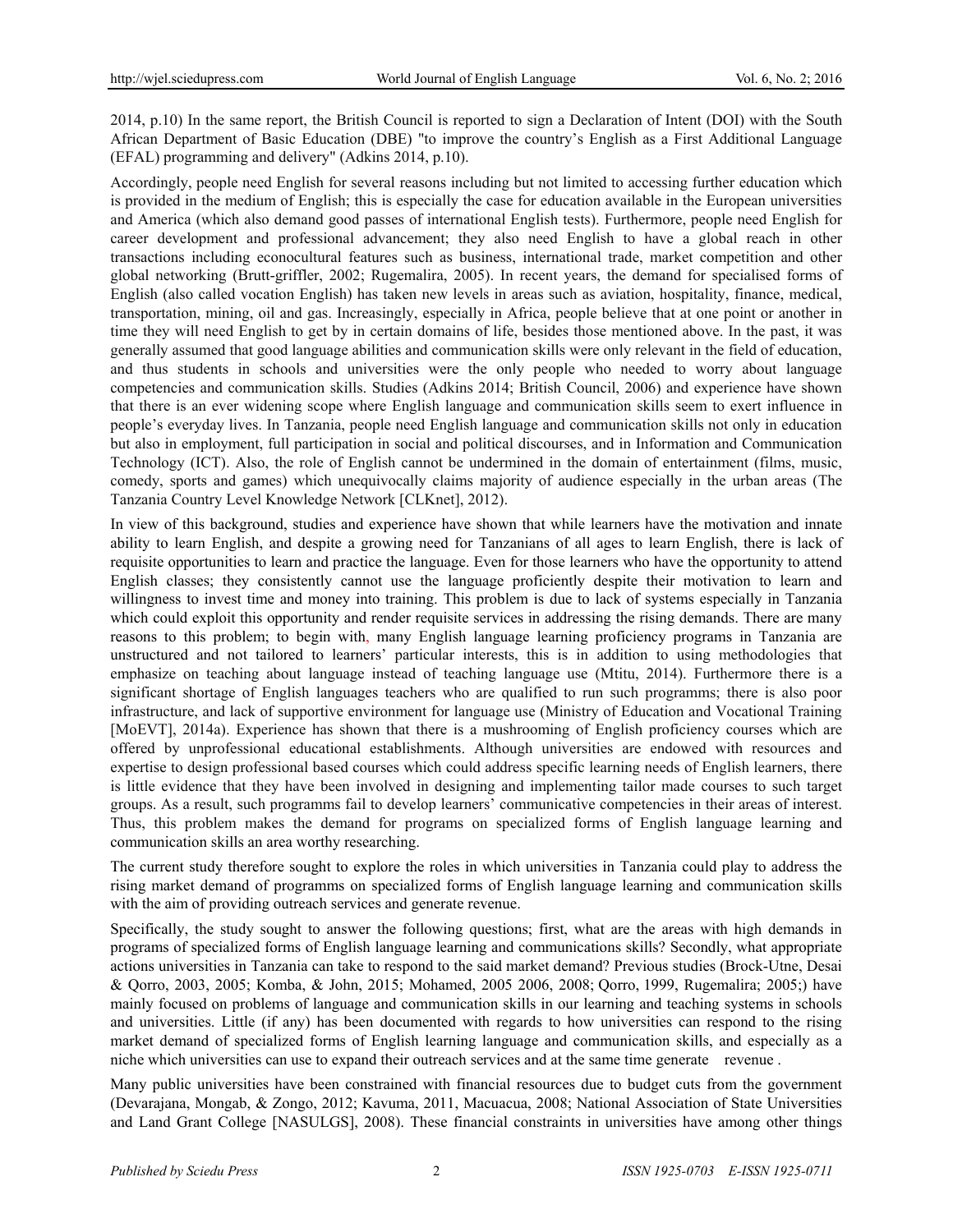2014, p.10) In the same report, the British Council is reported to sign a Declaration of Intent (DOI) with the South African Department of Basic Education (DBE) "to improve the country's English as a First Additional Language (EFAL) programming and delivery" (Adkins 2014, p.10).

Accordingly, people need English for several reasons including but not limited to accessing further education which is provided in the medium of English; this is especially the case for education available in the European universities and America (which also demand good passes of international English tests). Furthermore, people need English for career development and professional advancement; they also need English to have a global reach in other transactions including econocultural features such as business, international trade, market competition and other global networking (Brutt-griffler, 2002; Rugemalira, 2005). In recent years, the demand for specialised forms of English (also called vocation English) has taken new levels in areas such as aviation, hospitality, finance, medical, transportation, mining, oil and gas. Increasingly, especially in Africa, people believe that at one point or another in time they will need English to get by in certain domains of life, besides those mentioned above. In the past, it was generally assumed that good language abilities and communication skills were only relevant in the field of education, and thus students in schools and universities were the only people who needed to worry about language competencies and communication skills. Studies (Adkins 2014; British Council, 2006) and experience have shown that there is an ever widening scope where English language and communication skills seem to exert influence in people's everyday lives. In Tanzania, people need English language and communication skills not only in education but also in employment, full participation in social and political discourses, and in Information and Communication Technology (ICT). Also, the role of English cannot be undermined in the domain of entertainment (films, music, comedy, sports and games) which unequivocally claims majority of audience especially in the urban areas (The Tanzania Country Level Knowledge Network [CLKnet], 2012).

In view of this background, studies and experience have shown that while learners have the motivation and innate ability to learn English, and despite a growing need for Tanzanians of all ages to learn English, there is lack of requisite opportunities to learn and practice the language. Even for those learners who have the opportunity to attend English classes; they consistently cannot use the language proficiently despite their motivation to learn and willingness to invest time and money into training. This problem is due to lack of systems especially in Tanzania which could exploit this opportunity and render requisite services in addressing the rising demands. There are many reasons to this problem; to begin with, many English language learning proficiency programs in Tanzania are unstructured and not tailored to learners' particular interests, this is in addition to using methodologies that emphasize on teaching about language instead of teaching language use (Mtitu, 2014). Furthermore there is a significant shortage of English languages teachers who are qualified to run such programms; there is also poor infrastructure, and lack of supportive environment for language use (Ministry of Education and Vocational Training [MoEVT], 2014a). Experience has shown that there is a mushrooming of English proficiency courses which are offered by unprofessional educational establishments. Although universities are endowed with resources and expertise to design professional based courses which could address specific learning needs of English learners, there is little evidence that they have been involved in designing and implementing tailor made courses to such target groups. As a result, such programms fail to develop learners' communicative competencies in their areas of interest. Thus, this problem makes the demand for programs on specialized forms of English language learning and communication skills an area worthy researching.

The current study therefore sought to explore the roles in which universities in Tanzania could play to address the rising market demand of programms on specialized forms of English language learning and communication skills with the aim of providing outreach services and generate revenue.

Specifically, the study sought to answer the following questions; first, what are the areas with high demands in programs of specialized forms of English language learning and communications skills? Secondly, what appropriate actions universities in Tanzania can take to respond to the said market demand? Previous studies (Brock-Utne, Desai & Qorro, 2003, 2005; Komba, & John, 2015; Mohamed, 2005 2006, 2008; Qorro, 1999, Rugemalira; 2005;) have mainly focused on problems of language and communication skills in our learning and teaching systems in schools and universities. Little (if any) has been documented with regards to how universities can respond to the rising market demand of specialized forms of English learning language and communication skills, and especially as a niche which universities can use to expand their outreach services and at the same time generate revenue .

Many public universities have been constrained with financial resources due to budget cuts from the government (Devarajana, Mongab, & Zongo, 2012; Kavuma, 2011, Macuacua, 2008; National Association of State Universities and Land Grant College [NASULGS], 2008). These financial constraints in universities have among other things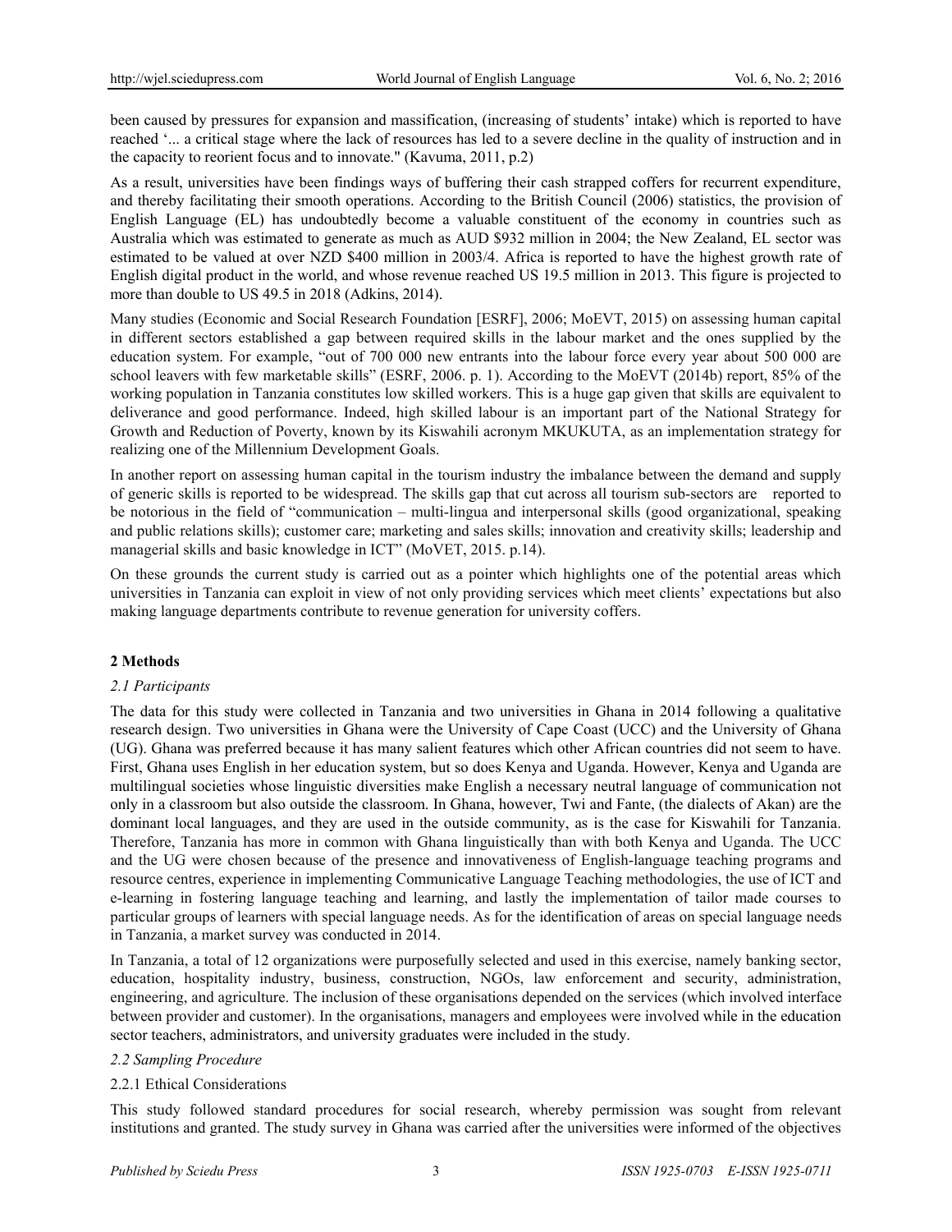been caused by pressures for expansion and massification, (increasing of students' intake) which is reported to have reached '... a critical stage where the lack of resources has led to a severe decline in the quality of instruction and in the capacity to reorient focus and to innovate." (Kavuma, 2011, p.2)

As a result, universities have been findings ways of buffering their cash strapped coffers for recurrent expenditure, and thereby facilitating their smooth operations. According to the British Council (2006) statistics, the provision of English Language (EL) has undoubtedly become a valuable constituent of the economy in countries such as Australia which was estimated to generate as much as AUD $932 million in 2004; the New Zealand, EL sector was estimated to be valued at over NZD $400 million in 2003/4. Africa is reported to have the highest growth rate of English digital product in the world, and whose revenue reached US 19.5 million in 2013. This figure is projected to more than double to US 49.5 in 2018 (Adkins, 2014).

Many studies (Economic and Social Research Foundation [ESRF], 2006; MoEVT, 2015) on assessing human capital in different sectors established a gap between required skills in the labour market and the ones supplied by the education system. For example, "out of 700 000 new entrants into the labour force every year about 500 000 are school leavers with few marketable skills" (ESRF, 2006. p. 1). According to the MoEVT (2014b) report, 85% of the working population in Tanzania constitutes low skilled workers. This is a huge gap given that skills are equivalent to deliverance and good performance. Indeed, high skilled labour is an important part of the National Strategy for Growth and Reduction of Poverty, known by its Kiswahili acronym MKUKUTA, as an implementation strategy for realizing one of the Millennium Development Goals.

In another report on assessing human capital in the tourism industry the imbalance between the demand and supply of generic skills is reported to be widespread. The skills gap that cut across all tourism sub-sectors are reported to be notorious in the field of "communication – multi-lingua and interpersonal skills (good organizational, speaking and public relations skills); customer care; marketing and sales skills; innovation and creativity skills; leadership and managerial skills and basic knowledge in ICT" (MoVET, 2015. p.14).

On these grounds the current study is carried out as a pointer which highlights one of the potential areas which universities in Tanzania can exploit in view of not only providing services which meet clients' expectations but also making language departments contribute to revenue generation for university coffers.

## 2 Methods

### *2.1 Participants*

The data for this study were collected in Tanzania and two universities in Ghana in 2014 following a qualitative research design. Two universities in Ghana were the University of Cape Coast (UCC) and the University of Ghana (UG). Ghana was preferred because it has many salient features which other African countries did not seem to have. First, Ghana uses English in her education system, but so does Kenya and Uganda. However, Kenya and Uganda are multilingual societies whose linguistic diversities make English a necessary neutral language of communication not only in a classroom but also outside the classroom. In Ghana, however, Twi and Fante, (the dialects of Akan) are the dominant local languages, and they are used in the outside community, as is the case for Kiswahili for Tanzania. Therefore, Tanzania has more in common with Ghana linguistically than with both Kenya and Uganda. The UCC and the UG were chosen because of the presence and innovativeness of English-language teaching programs and resource centres, experience in implementing Communicative Language Teaching methodologies, the use of ICT and e-learning in fostering language teaching and learning, and lastly the implementation of tailor made courses to particular groups of learners with special language needs. As for the identification of areas on special language needs in Tanzania, a market survey was conducted in 2014.

In Tanzania, a total of 12 organizations were purposefully selected and used in this exercise, namely banking sector, education, hospitality industry, business, construction, NGOs, law enforcement and security, administration, engineering, and agriculture. The inclusion of these organisations depended on the services (which involved interface between provider and customer). In the organisations, managers and employees were involved while in the education sector teachers, administrators, and university graduates were included in the study.

### *2.2 Sampling Procedure*

#### 2.2.1 Ethical Considerations

This study followed standard procedures for social research, whereby permission was sought from relevant institutions and granted. The study survey in Ghana was carried after the universities were informed of the objectives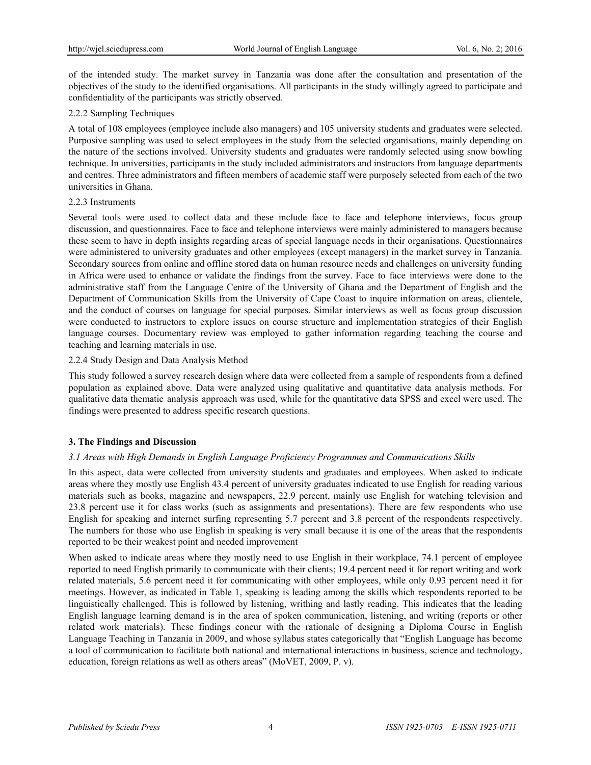of the intended study. The market survey in Tanzania was done after the consultation and presentation of the objectives of the study to the identified organisations. All participants in the study willingly agreed to participate and confidentiality of the participants was strictly observed.

#### 2.2.2 Sampling Techniques

A total of 108 employees (employee include also managers) and 105 university students and graduates were selected. Purposive sampling was used to select employees in the study from the selected organisations, mainly depending on the nature of the sections involved. University students and graduates were randomly selected using snow bowling technique. In universities, participants in the study included administrators and instructors from language departments and centres. Three administrators and fifteen members of academic staff were purposely selected from each of the two universities in Ghana.

#### 2.2.3 Instruments

Several tools were used to collect data and these include face to face and telephone interviews, focus group discussion, and questionnaires. Face to face and telephone interviews were mainly administered to managers because these seem to have in depth insights regarding areas of special language needs in their organisations. Questionnaires were administered to university graduates and other employees (except managers) in the market survey in Tanzania. Secondary sources from online and offline stored data on human resource needs and challenges on university funding in Africa were used to enhance or validate the findings from the survey. Face to face interviews were done to the administrative staff from the Language Centre of the University of Ghana and the Department of English and the Department of Communication Skills from the University of Cape Coast to inquire information on areas, clientele, and the conduct of courses on language for special purposes. Similar interviews as well as focus group discussion were conducted to instructors to explore issues on course structure and implementation strategies of their English language courses. Documentary review was employed to gather information regarding teaching the course and teaching and learning materials in use.

#### 2.2.4 Study Design and Data Analysis Method

This study followed a survey research design where data were collected from a sample of respondents from a defined population as explained above. Data were analyzed using qualitative and quantitative data analysis methods. For qualitative data thematic analysis approach was used, while for the quantitative data SPSS and excel were used. The findings were presented to address specific research questions.

## 3. The Findings and Discussion

### *3.1 Areas with High Demands in English Language Proficiency Programmes and Communications Skills*

In this aspect, data were collected from university students and graduates and employees. When asked to indicate areas where they mostly use English 43.4 percent of university graduates indicated to use English for reading various materials such as books, magazine and newspapers, 22.9 percent, mainly use English for watching television and 23.8 percent use it for class works (such as assignments and presentations). There are few respondents who use English for speaking and internet surfing representing 5.7 percent and 3.8 percent of the respondents respectively. The numbers for those who use English in speaking is very small because it is one of the areas that the respondents reported to be their weakest point and needed improvement

When asked to indicate areas where they mostly need to use English in their workplace, 74.1 percent of employee reported to need English primarily to communicate with their clients; 19.4 percent need it for report writing and work related materials, 5.6 percent need it for communicating with other employees, while only 0.93 percent need it for meetings. However, as indicated in Table 1, speaking is leading among the skills which respondents reported to be linguistically challenged. This is followed by listening, writhing and lastly reading. This indicates that the leading English language learning demand is in the area of spoken communication, listening, and writing (reports or other related work materials). These findings concur with the rationale of designing a Diploma Course in English Language Teaching in Tanzania in 2009, and whose syllabus states categorically that "English Language has become a tool of communication to facilitate both national and international interactions in business, science and technology, education, foreign relations as well as others areas" (MoVET, 2009, P. v).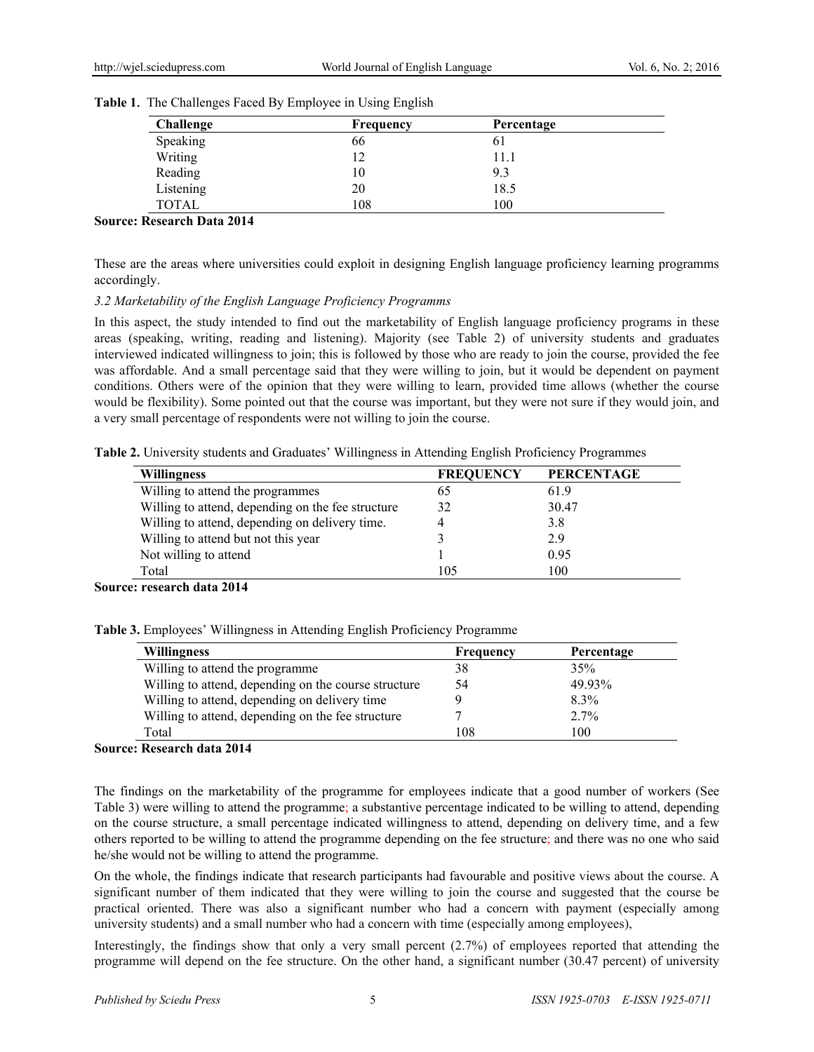**Table 1.** The Challenges Faced By Employee in Using English

| Challenge | Frequency | Percentage |
|---|---|---|
| Speaking | 66 | 61 |
| Writing | 12 | 11.1 |
| Reading | 10 | 9.3 |
| Listening | 20 | 18.5 |
| TOTAL | 108 | 100 |

**Source: Research Data 2014**

These are the areas where universities could exploit in designing English language proficiency learning programms accordingly.

*3.2 Marketability of the English Language Proficiency Programms*

In this aspect, the study intended to find out the marketability of English language proficiency programs in these areas (speaking, writing, reading and listening). Majority (see Table 2) of university students and graduates interviewed indicated willingness to join; this is followed by those who are ready to join the course, provided the fee was affordable. And a small percentage said that they were willing to join, but it would be dependent on payment conditions. Others were of the opinion that they were willing to learn, provided time allows (whether the course would be flexibility). Some pointed out that the course was important, but they were not sure if they would join, and a very small percentage of respondents were not willing to join the course.

**Table 2.** University students and Graduates' Willingness in Attending English Proficiency Programmes

| Willingness | FREQUENCY | PERCENTAGE |
|---|---|---|
| Willing to attend the programmes | 65 | 61.9 |
| Willing to attend, depending on the fee structure | 32 | 30.47 |
| Willing to attend, depending on delivery time. | 4 | 3.8 |
| Willing to attend but not this year | 3 | 2.9 |
| Not willing to attend | 1 | 0.95 |
| Total | 105 | 100 |

**Source: research data 2014**

**Table 3.** Employees' Willingness in Attending English Proficiency Programme

| Willingness | Frequency | Percentage |
|---|---|---|
| Willing to attend the programme | 38 | 35% |
| Willing to attend, depending on the course structure | 54 | 49.93% |
| Willing to attend, depending on delivery time | 9 | 8.3% |
| Willing to attend, depending on the fee structure | 7 | 2.7% |
| Total | 108 | 100 |

**Source: Research data 2014**

The findings on the marketability of the programme for employees indicate that a good number of workers (See Table 3) were willing to attend the programme; a substantive percentage indicated to be willing to attend, depending on the course structure, a small percentage indicated willingness to attend, depending on delivery time, and a few others reported to be willing to attend the programme depending on the fee structure; and there was no one who said he/she would not be willing to attend the programme.

On the whole, the findings indicate that research participants had favourable and positive views about the course. A significant number of them indicated that they were willing to join the course and suggested that the course be practical oriented. There was also a significant number who had a concern with payment (especially among university students) and a small number who had a concern with time (especially among employees),

Interestingly, the findings show that only a very small percent (2.7%) of employees reported that attending the programme will depend on the fee structure. On the other hand, a significant number (30.47 percent) of university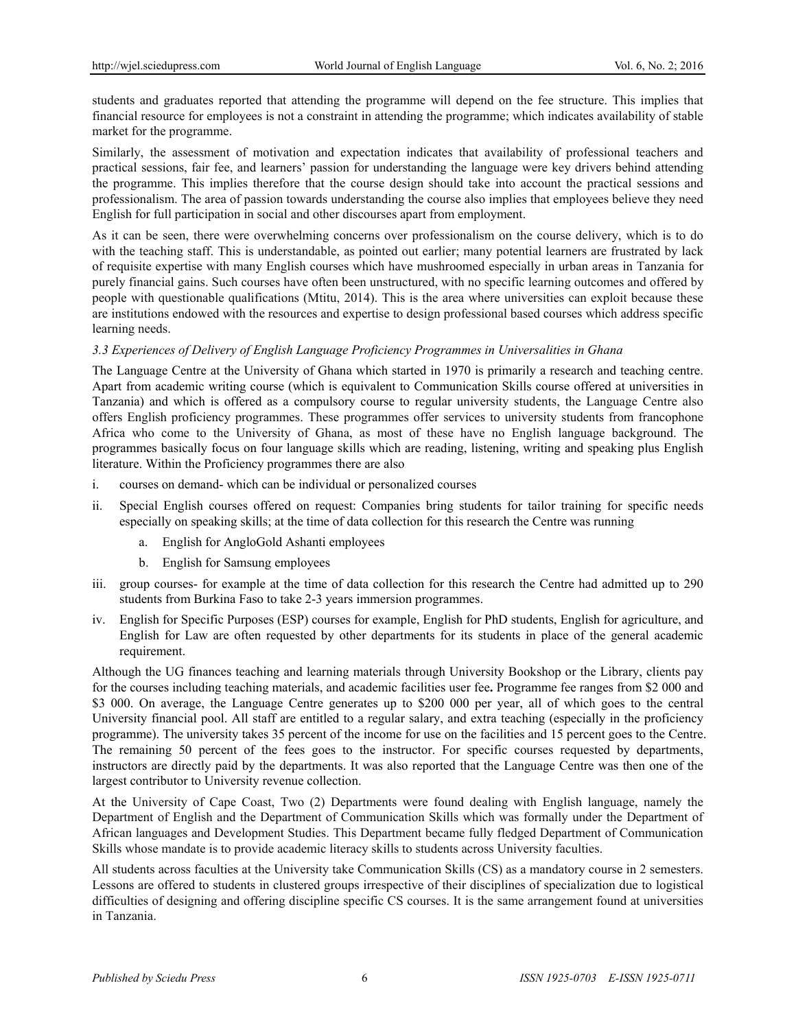students and graduates reported that attending the programme will depend on the fee structure. This implies that financial resource for employees is not a constraint in attending the programme; which indicates availability of stable market for the programme.

Similarly, the assessment of motivation and expectation indicates that availability of professional teachers and practical sessions, fair fee, and learners' passion for understanding the language were key drivers behind attending the programme. This implies therefore that the course design should take into account the practical sessions and professionalism. The area of passion towards understanding the course also implies that employees believe they need English for full participation in social and other discourses apart from employment.

As it can be seen, there were overwhelming concerns over professionalism on the course delivery, which is to do with the teaching staff. This is understandable, as pointed out earlier; many potential learners are frustrated by lack of requisite expertise with many English courses which have mushroomed especially in urban areas in Tanzania for purely financial gains. Such courses have often been unstructured, with no specific learning outcomes and offered by people with questionable qualifications (Mtitu, 2014). This is the area where universities can exploit because these are institutions endowed with the resources and expertise to design professional based courses which address specific learning needs.

### *3.3 Experiences of Delivery of English Language Proficiency Programmes in Universalities in Ghana*

The Language Centre at the University of Ghana which started in 1970 is primarily a research and teaching centre. Apart from academic writing course (which is equivalent to Communication Skills course offered at universities in Tanzania) and which is offered as a compulsory course to regular university students, the Language Centre also offers English proficiency programmes. These programmes offer services to university students from francophone Africa who come to the University of Ghana, as most of these have no English language background. The programmes basically focus on four language skills which are reading, listening, writing and speaking plus English literature. Within the Proficiency programmes there are also

i. courses on demand- which can be individual or personalized courses
ii. Special English courses offered on request: Companies bring students for tailor training for specific needs especially on speaking skills; at the time of data collection for this research the Centre was running
   a. English for AngloGold Ashanti employees
   b. English for Samsung employees
iii. group courses- for example at the time of data collection for this research the Centre had admitted up to 290 students from Burkina Faso to take 2-3 years immersion programmes.
iv. English for Specific Purposes (ESP) courses for example, English for PhD students, English for agriculture, and English for Law are often requested by other departments for its students in place of the general academic requirement.

Although the UG finances teaching and learning materials through University Bookshop or the Library, clients pay for the courses including teaching materials, and academic facilities user fee**.** Programme fee ranges from $2 000 and $3 000. On average, the Language Centre generates up to $200 000 per year, all of which goes to the central University financial pool. All staff are entitled to a regular salary, and extra teaching (especially in the proficiency programme). The university takes 35 percent of the income for use on the facilities and 15 percent goes to the Centre. The remaining 50 percent of the fees goes to the instructor. For specific courses requested by departments, instructors are directly paid by the departments. It was also reported that the Language Centre was then one of the largest contributor to University revenue collection.

At the University of Cape Coast, Two (2) Departments were found dealing with English language, namely the Department of English and the Department of Communication Skills which was formally under the Department of African languages and Development Studies. This Department became fully fledged Department of Communication Skills whose mandate is to provide academic literacy skills to students across University faculties.

All students across faculties at the University take Communication Skills (CS) as a mandatory course in 2 semesters. Lessons are offered to students in clustered groups irrespective of their disciplines of specialization due to logistical difficulties of designing and offering discipline specific CS courses. It is the same arrangement found at universities in Tanzania.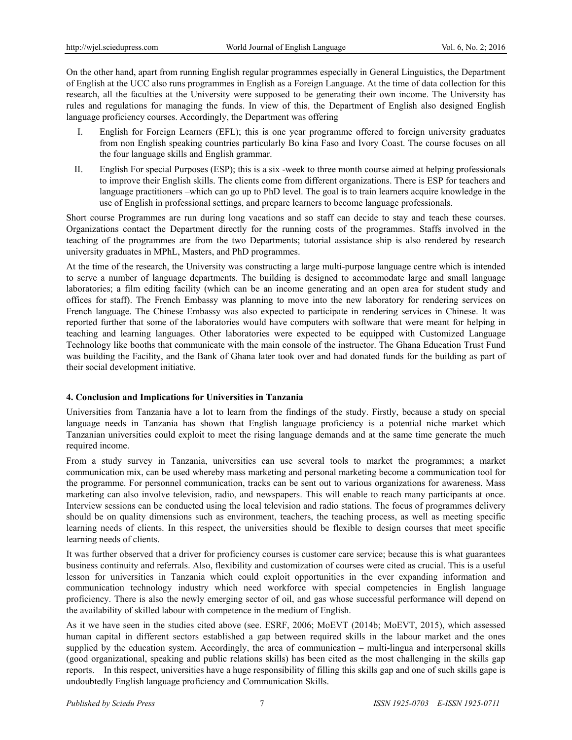On the other hand, apart from running English regular programmes especially in General Linguistics, the Department of English at the UCC also runs programmes in English as a Foreign Language. At the time of data collection for this research, all the faculties at the University were supposed to be generating their own income. The University has rules and regulations for managing the funds. In view of this, the Department of English also designed English language proficiency courses. Accordingly, the Department was offering

I. English for Foreign Learners (EFL); this is one year programme offered to foreign university graduates from non English speaking countries particularly Bo kina Faso and Ivory Coast. The course focuses on all the four language skills and English grammar.

II. English For special Purposes (ESP); this is a six -week to three month course aimed at helping professionals to improve their English skills. The clients come from different organizations. There is ESP for teachers and language practitioners –which can go up to PhD level. The goal is to train learners acquire knowledge in the use of English in professional settings, and prepare learners to become language professionals.

Short course Programmes are run during long vacations and so staff can decide to stay and teach these courses. Organizations contact the Department directly for the running costs of the programmes. Staffs involved in the teaching of the programmes are from the two Departments; tutorial assistance ship is also rendered by research university graduates in MPhL, Masters, and PhD programmes.

At the time of the research, the University was constructing a large multi-purpose language centre which is intended to serve a number of language departments. The building is designed to accommodate large and small language laboratories; a film editing facility (which can be an income generating and an open area for student study and offices for staff). The French Embassy was planning to move into the new laboratory for rendering services on French language. The Chinese Embassy was also expected to participate in rendering services in Chinese. It was reported further that some of the laboratories would have computers with software that were meant for helping in teaching and learning languages. Other laboratories were expected to be equipped with Customized Language Technology like booths that communicate with the main console of the instructor. The Ghana Education Trust Fund was building the Facility, and the Bank of Ghana later took over and had donated funds for the building as part of their social development initiative.

## 4. Conclusion and Implications for Universities in Tanzania

Universities from Tanzania have a lot to learn from the findings of the study. Firstly, because a study on special language needs in Tanzania has shown that English language proficiency is a potential niche market which Tanzanian universities could exploit to meet the rising language demands and at the same time generate the much required income.

From a study survey in Tanzania, universities can use several tools to market the programmes; a market communication mix, can be used whereby mass marketing and personal marketing become a communication tool for the programme. For personnel communication, tracks can be sent out to various organizations for awareness. Mass marketing can also involve television, radio, and newspapers. This will enable to reach many participants at once. Interview sessions can be conducted using the local television and radio stations. The focus of programmes delivery should be on quality dimensions such as environment, teachers, the teaching process, as well as meeting specific learning needs of clients. In this respect, the universities should be flexible to design courses that meet specific learning needs of clients.

It was further observed that a driver for proficiency courses is customer care service; because this is what guarantees business continuity and referrals. Also, flexibility and customization of courses were cited as crucial. This is a useful lesson for universities in Tanzania which could exploit opportunities in the ever expanding information and communication technology industry which need workforce with special competencies in English language proficiency. There is also the newly emerging sector of oil, and gas whose successful performance will depend on the availability of skilled labour with competence in the medium of English.

As it we have seen in the studies cited above (see. ESRF, 2006; MoEVT (2014b; MoEVT, 2015), which assessed human capital in different sectors established a gap between required skills in the labour market and the ones supplied by the education system. Accordingly, the area of communication – multi-lingua and interpersonal skills (good organizational, speaking and public relations skills) has been cited as the most challenging in the skills gap reports. In this respect, universities have a huge responsibility of filling this skills gap and one of such skills gape is undoubtedly English language proficiency and Communication Skills.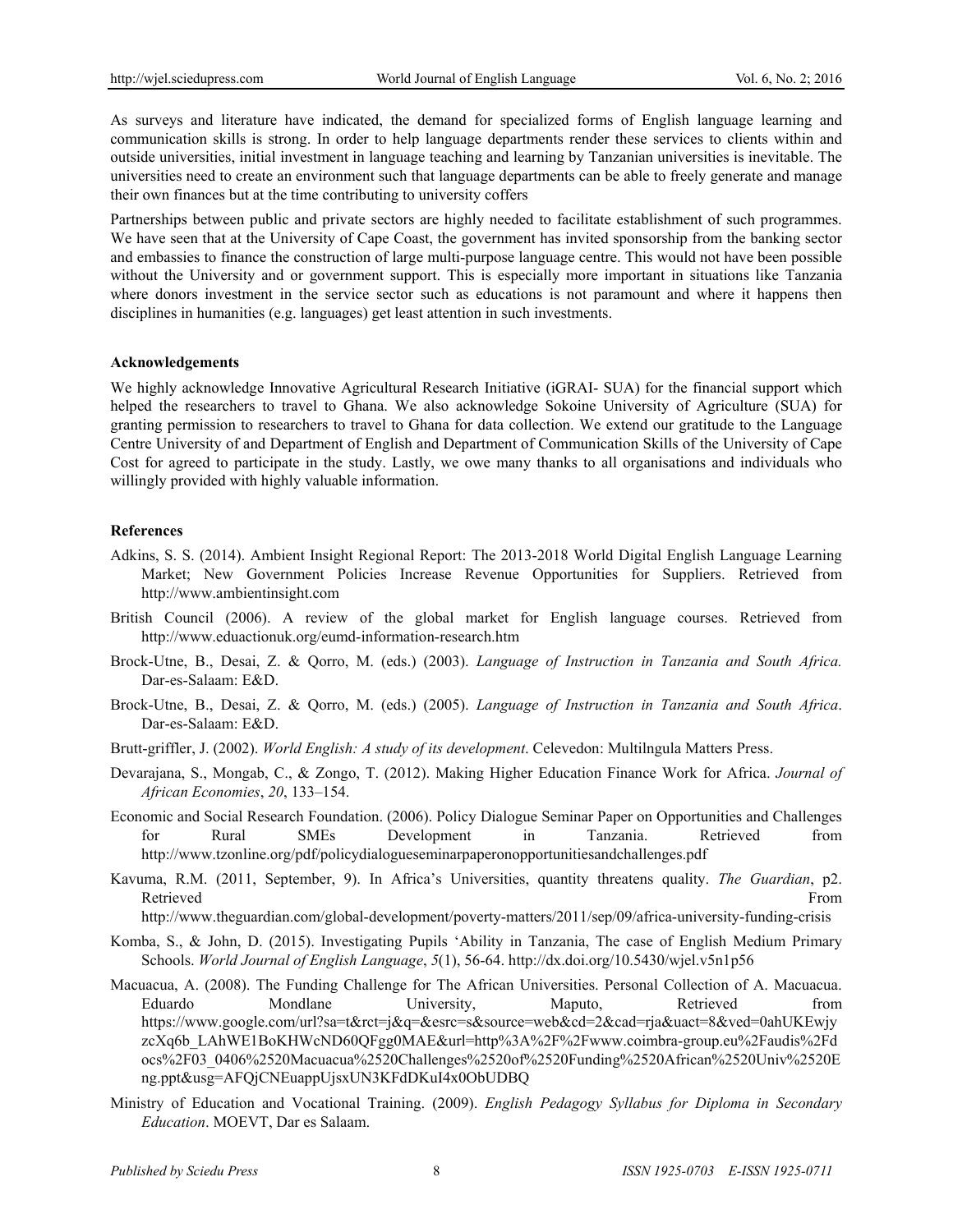As surveys and literature have indicated, the demand for specialized forms of English language learning and communication skills is strong. In order to help language departments render these services to clients within and outside universities, initial investment in language teaching and learning by Tanzanian universities is inevitable. The universities need to create an environment such that language departments can be able to freely generate and manage their own finances but at the time contributing to university coffers

Partnerships between public and private sectors are highly needed to facilitate establishment of such programmes. We have seen that at the University of Cape Coast, the government has invited sponsorship from the banking sector and embassies to finance the construction of large multi-purpose language centre. This would not have been possible without the University and or government support. This is especially more important in situations like Tanzania where donors investment in the service sector such as educations is not paramount and where it happens then disciplines in humanities (e.g. languages) get least attention in such investments.

**Acknowledgements**

We highly acknowledge Innovative Agricultural Research Initiative (iGRAI- SUA) for the financial support which helped the researchers to travel to Ghana. We also acknowledge Sokoine University of Agriculture (SUA) for granting permission to researchers to travel to Ghana for data collection. We extend our gratitude to the Language Centre University of and Department of English and Department of Communication Skills of the University of Cape Cost for agreed to participate in the study. Lastly, we owe many thanks to all organisations and individuals who willingly provided with highly valuable information.

**References**

Adkins, S. S. (2014). Ambient Insight Regional Report: The 2013-2018 World Digital English Language Learning Market; New Government Policies Increase Revenue Opportunities for Suppliers. Retrieved from http://www.ambientinsight.com

British Council (2006). A review of the global market for English language courses. Retrieved from http://www.eduactionuk.org/eumd-information-research.htm

Brock-Utne, B., Desai, Z. & Qorro, M. (eds.) (2003). *Language of Instruction in Tanzania and South Africa.* Dar-es-Salaam: E&D.

Brock-Utne, B., Desai, Z. & Qorro, M. (eds.) (2005). *Language of Instruction in Tanzania and South Africa*. Dar-es-Salaam: E&D.

Brutt-griffler, J. (2002). *World English: A study of its development*. Celevedon: Multilngula Matters Press.

Devarajana, S., Mongab, C., & Zongo, T. (2012). Making Higher Education Finance Work for Africa. *Journal of African Economies*, *20*, 133–154.

Economic and Social Research Foundation. (2006). Policy Dialogue Seminar Paper on Opportunities and Challenges for Rural SMEs Development in Tanzania. Retrieved from http://www.tzonline.org/pdf/policydialogueseminarpaperonopportunitiesandchallenges.pdf

Kavuma, R.M. (2011, September, 9). In Africa's Universities, quantity threatens quality. *The Guardian*, p2. Retrieved From http://www.theguardian.com/global-development/poverty-matters/2011/sep/09/africa-university-funding-crisis

Komba, S., & John, D. (2015). Investigating Pupils 'Ability in Tanzania, The case of English Medium Primary Schools. *World Journal of English Language*, *5*(1), 56-64. http://dx.doi.org/10.5430/wjel.v5n1p56

Macuacua, A. (2008). The Funding Challenge for The African Universities. Personal Collection of A. Macuacua. Eduardo Mondlane University, Maputo, Retrieved from https://www.google.com/url?sa=t&rct=j&q=&esrc=s&source=web&cd=2&cad=rja&uact=8&ved=0ahUKEwjyzcXq6b_LAhWE1BoKHWcND60QFgg0MAE&url=http%3A%2F%2Fwww.coimbra-group.eu%2Faudis%2Fdocs%2F03_0406%2520Macuacua%2520Challenges%2520of%2520Funding%2520African%2520Univ%2520Eng.ppt&usg=AFQjCNEuappUjsxUN3KFdDKuI4x0ObUDBQ

Ministry of Education and Vocational Training. (2009). *English Pedagogy Syllabus for Diploma in Secondary Education*. MOEVT, Dar es Salaam.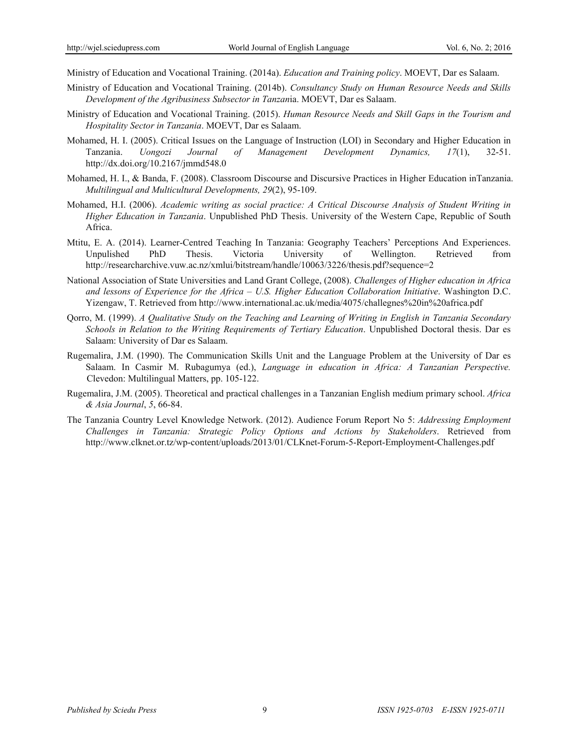Ministry of Education and Vocational Training. (2014a). *Education and Training policy*. MOEVT, Dar es Salaam.

Ministry of Education and Vocational Training. (2014b). *Consultancy Study on Human Resource Needs and Skills Development of the Agribusiness Subsector in Tanzan*ia. MOEVT, Dar es Salaam.

Ministry of Education and Vocational Training. (2015). *Human Resource Needs and Skill Gaps in the Tourism and Hospitality Sector in Tanzania*. MOEVT, Dar es Salaam.

Mohamed, H. I. (2005). Critical Issues on the Language of Instruction (LOI) in Secondary and Higher Education in Tanzania. *Uongozi Journal of Management Development Dynamics, 17*(1), 32-51. http://dx.doi.org/10.2167/jmmd548.0

Mohamed, H. I., & Banda, F. (2008). Classroom Discourse and Discursive Practices in Higher Education inTanzania. *Multilingual and Multicultural Developments, 29*(2), 95-109.

Mohamed, H.I. (2006). *Academic writing as social practice: A Critical Discourse Analysis of Student Writing in Higher Education in Tanzania*. Unpublished PhD Thesis. University of the Western Cape, Republic of South Africa.

Mtitu, E. A. (2014). Learner-Centred Teaching In Tanzania: Geography Teachers' Perceptions And Experiences. Unpulished PhD Thesis. Victoria University of Wellington. Retrieved from http://researcharchive.vuw.ac.nz/xmlui/bitstream/handle/10063/3226/thesis.pdf?sequence=2

National Association of State Universities and Land Grant College, (2008). *Challenges of Higher education in Africa and lessons of Experience for the Africa – U.S. Higher Education Collaboration Initiative*. Washington D.C. Yizengaw, T. Retrieved from http://www.international.ac.uk/media/4075/challegnes%20in%20africa.pdf

Qorro, M. (1999). *A Qualitative Study on the Teaching and Learning of Writing in English in Tanzania Secondary Schools in Relation to the Writing Requirements of Tertiary Education*. Unpublished Doctoral thesis. Dar es Salaam: University of Dar es Salaam.

Rugemalira, J.M. (1990). The Communication Skills Unit and the Language Problem at the University of Dar es Salaam. In Casmir M. Rubagumya (ed.), *Language in education in Africa: A Tanzanian Perspective.* Clevedon: Multilingual Matters, pp. 105-122.

Rugemalira, J.M. (2005). Theoretical and practical challenges in a Tanzanian English medium primary school. *Africa & Asia Journal*, *5*, 66-84.

The Tanzania Country Level Knowledge Network. (2012). Audience Forum Report No 5: *Addressing Employment Challenges in Tanzania: Strategic Policy Options and Actions by Stakeholders*. Retrieved from http://www.clknet.or.tz/wp-content/uploads/2013/01/CLKnet-Forum-5-Report-Employment-Challenges.pdf